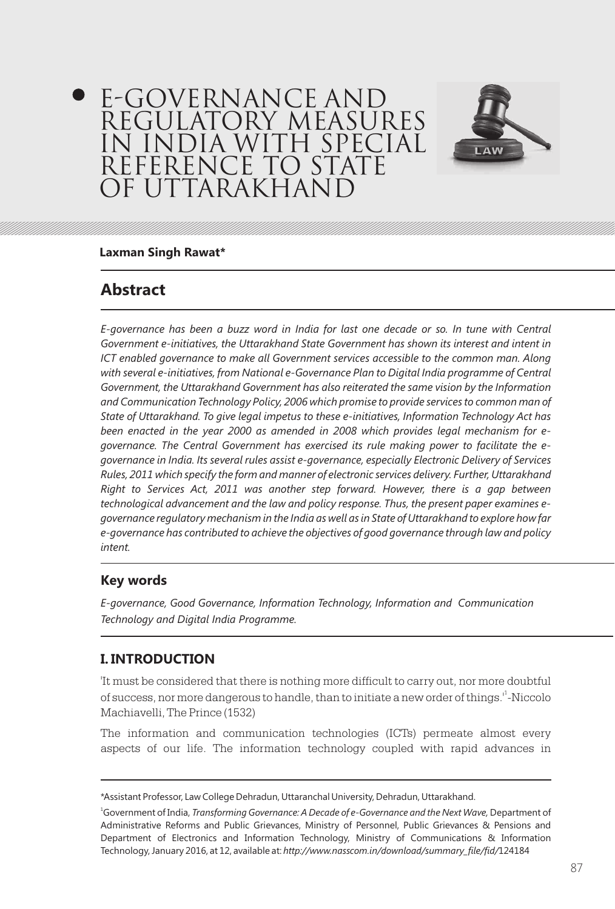# E-GOVERNANCE AND REGULATORY MEASURES IN INDIA WITH SPECIAL REFERENCE TO STATE OF UTTARAKHAND

**Laxman Singh Rawat***

## Abstract

*E-governance has been a buzz word in India for last one decade or so. In tune with Central Government e-initiatives, the Uttarakhand State Government has shown its interest and intent in ICT enabled governance to make all Government services accessible to the common man. Along with several e-initiatives, from National e-Governance Plan to Digital India programme of Central Government, the Uttarakhand Government has also reiterated the same vision by the Information and Communication Technology Policy, 2006 which promise to provide services to common man of State of Uttarakhand. To give legal impetus to these e-initiatives, Information Technology Act has been enacted in the year 2000 as amended in 2008 which provides legal mechanism for e-governance. The Central Government has exercised its rule making power to facilitate the e-governance in India. Its several rules assist e-governance, especially Electronic Delivery of Services Rules, 2011 which specify the form and manner of electronic services delivery. Further, Uttarakhand Right to Services Act, 2011 was another step forward. However, there is a gap between technological advancement and the law and policy response. Thus, the present paper examines e-governance regulatory mechanism in the India as well as in State of Uttarakhand to explore how far e-governance has contributed to achieve the objectives of good governance through law and policy intent.*

### Key words

*E-governance, Good Governance, Information Technology, Information and Communication Technology and Digital India Programme.*

### I. INTRODUCTION

'It must be considered that there is nothing more difficult to carry out, nor more doubtful of success, nor more dangerous to handle, than to initiate a new order of things.'[1] -Niccolo Machiavelli, The Prince (1532)

The information and communication technologies (ICTs) permeate almost every aspects of our life. The information technology coupled with rapid advances in

---

*Assistant Professor, Law College Dehradun, Uttaranchal University, Dehradun, Uttarakhand.

[1] Government of India, *Transforming Governance: A Decade of e-Governance and the Next Wave,* Department of Administrative Reforms and Public Grievances, Ministry of Personnel, Public Grievances & Pensions and Department of Electronics and Information Technology, Ministry of Communications & Information Technology, January 2016, at 12, available at: *http://www.nasscom.in/download/summary_file/fid/*124184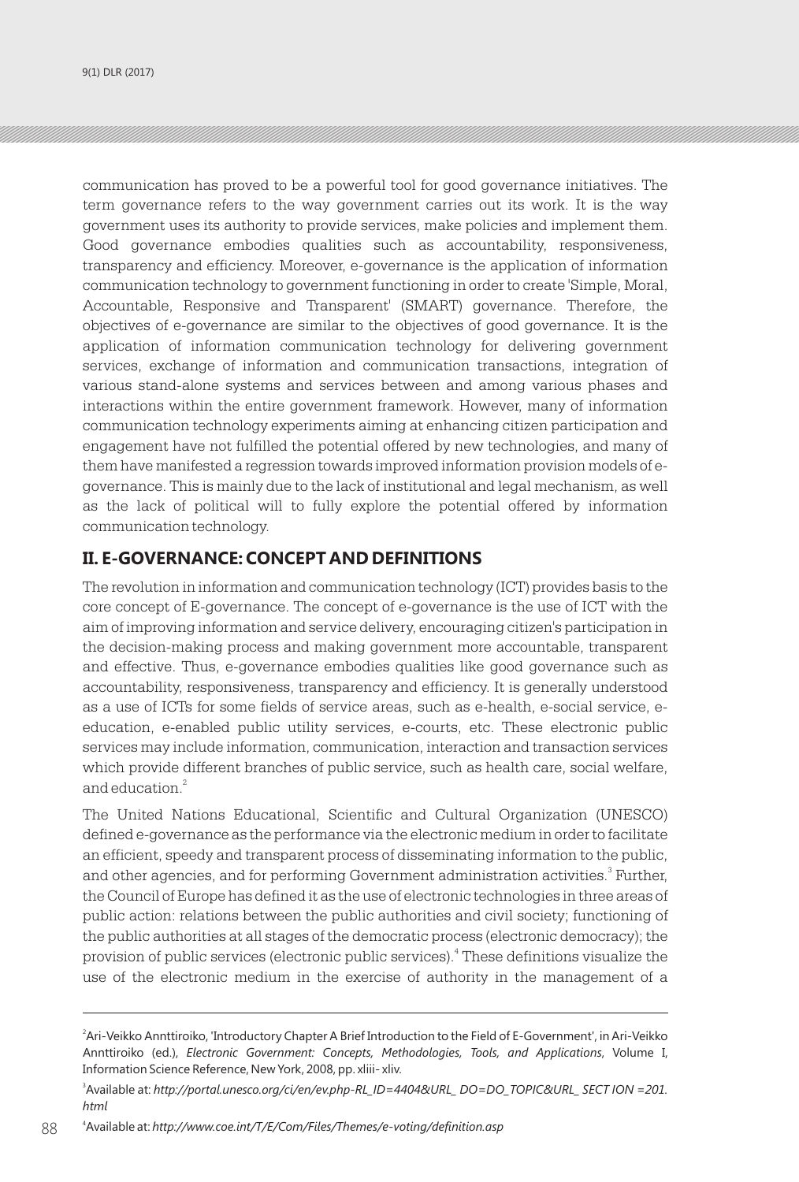communication has proved to be a powerful tool for good governance initiatives. The term governance refers to the way government carries out its work. It is the way government uses its authority to provide services, make policies and implement them. Good governance embodies qualities such as accountability, responsiveness, transparency and efficiency. Moreover, e-governance is the application of information communication technology to government functioning in order to create 'Simple, Moral, Accountable, Responsive and Transparent' (SMART) governance. Therefore, the objectives of e-governance are similar to the objectives of good governance. It is the application of information communication technology for delivering government services, exchange of information and communication transactions, integration of various stand-alone systems and services between and among various phases and interactions within the entire government framework. However, many of information communication technology experiments aiming at enhancing citizen participation and engagement have not fulfilled the potential offered by new technologies, and many of them have manifested a regression towards improved information provision models of e-governance. This is mainly due to the lack of institutional and legal mechanism, as well as the lack of political will to fully explore the potential offered by information communication technology.

## II. E-GOVERNANCE: CONCEPT AND DEFINITIONS

The revolution in information and communication technology (ICT) provides basis to the core concept of E-governance. The concept of e-governance is the use of ICT with the aim of improving information and service delivery, encouraging citizen's participation in the decision-making process and making government more accountable, transparent and effective. Thus, e-governance embodies qualities like good governance such as accountability, responsiveness, transparency and efficiency. It is generally understood as a use of ICTs for some fields of service areas, such as e-health, e-social service, e-education, e-enabled public utility services, e-courts, etc. These electronic public services may include information, communication, interaction and transaction services which provide different branches of public service, such as health care, social welfare, and education.[2]

The United Nations Educational, Scientific and Cultural Organization (UNESCO) defined e-governance as the performance via the electronic medium in order to facilitate an efficient, speedy and transparent process of disseminating information to the public, and other agencies, and for performing Government administration activities.[3] Further, the Council of Europe has defined it as the use of electronic technologies in three areas of public action: relations between the public authorities and civil society; functioning of the public authorities at all stages of the democratic process (electronic democracy); the provision of public services (electronic public services).[4] These definitions visualize the use of the electronic medium in the exercise of authority in the management of a

---

[2] Ari-Veikko Annttiroiko, 'Introductory Chapter A Brief Introduction to the Field of E-Government', in Ari-Veikko Annttiroiko (ed.), *Electronic Government: Concepts, Methodologies, Tools, and Applications*, Volume I, Information Science Reference, New York, 2008, pp. xliii- xliv.

[3] Available at: *http://portal.unesco.org/ci/en/ev.php-RL_ID=4404&URL_ DO=DO_TOPIC&URL_ SECT ION =201.html*

[4] Available at: *http://www.coe.int/T/E/Com/Files/Themes/e-voting/definition.asp*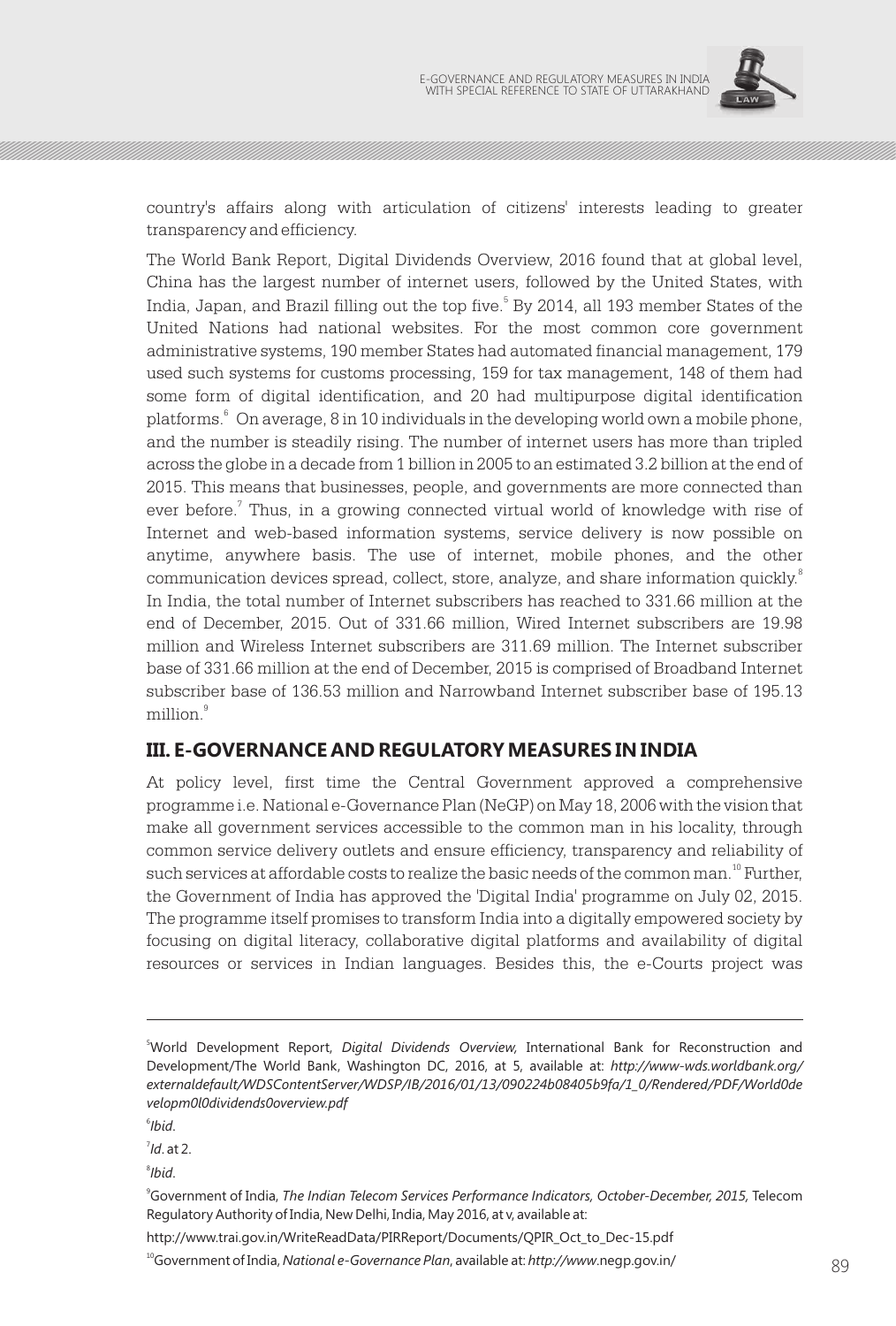country's affairs along with articulation of citizens' interests leading to greater transparency and efficiency.

The World Bank Report, Digital Dividends Overview, 2016 found that at global level, China has the largest number of internet users, followed by the United States, with India, Japan, and Brazil filling out the top five.[5] By 2014, all 193 member States of the United Nations had national websites. For the most common core government administrative systems, 190 member States had automated financial management, 179 used such systems for customs processing, 159 for tax management, 148 of them had some form of digital identification, and 20 had multipurpose digital identification platforms.[6] On average, 8 in 10 individuals in the developing world own a mobile phone, and the number is steadily rising. The number of internet users has more than tripled across the globe in a decade from 1 billion in 2005 to an estimated 3.2 billion at the end of 2015. This means that businesses, people, and governments are more connected than ever before.[7] Thus, in a growing connected virtual world of knowledge with rise of Internet and web-based information systems, service delivery is now possible on anytime, anywhere basis. The use of internet, mobile phones, and the other communication devices spread, collect, store, analyze, and share information quickly.[8] In India, the total number of Internet subscribers has reached to 331.66 million at the end of December, 2015. Out of 331.66 million, Wired Internet subscribers are 19.98 million and Wireless Internet subscribers are 311.69 million. The Internet subscriber base of 331.66 million at the end of December, 2015 is comprised of Broadband Internet subscriber base of 136.53 million and Narrowband Internet subscriber base of 195.13 million.[9]

## III. E-GOVERNANCE AND REGULATORY MEASURES IN INDIA

At policy level, first time the Central Government approved a comprehensive programme i.e. National e-Governance Plan (NeGP) on May 18, 2006 with the vision that make all government services accessible to the common man in his locality, through common service delivery outlets and ensure efficiency, transparency and reliability of such services at affordable costs to realize the basic needs of the common man.[10] Further, the Government of India has approved the 'Digital India' programme on July 02, 2015. The programme itself promises to transform India into a digitally empowered society by focusing on digital literacy, collaborative digital platforms and availability of digital resources or services in Indian languages. Besides this, the e-Courts project was

---

[5] World Development Report, *Digital Dividends Overview,* International Bank for Reconstruction and Development/The World Bank, Washington DC, 2016, at 5, available at: *http://www-wds.worldbank.org/externaldefault/WDSContentServer/WDSP/IB/2016/01/13/090224b08405b9fa/1_0/Rendered/PDF/World0development0l0dividends0overview.pdf*

[6] *Ibid*.

[7] *Id*. at 2.

[8] *Ibid*.

[9] Government of India, *The Indian Telecom Services Performance Indicators, October-December, 2015,* Telecom Regulatory Authority of India, New Delhi, India, May 2016, at v, available at:

http://www.trai.gov.in/WriteReadData/PIRReport/Documents/QPIR_Oct_to_Dec-15.pdf

[10] Government of India, *National e-Governance Plan*, available at: *http://www.*negp.gov.in/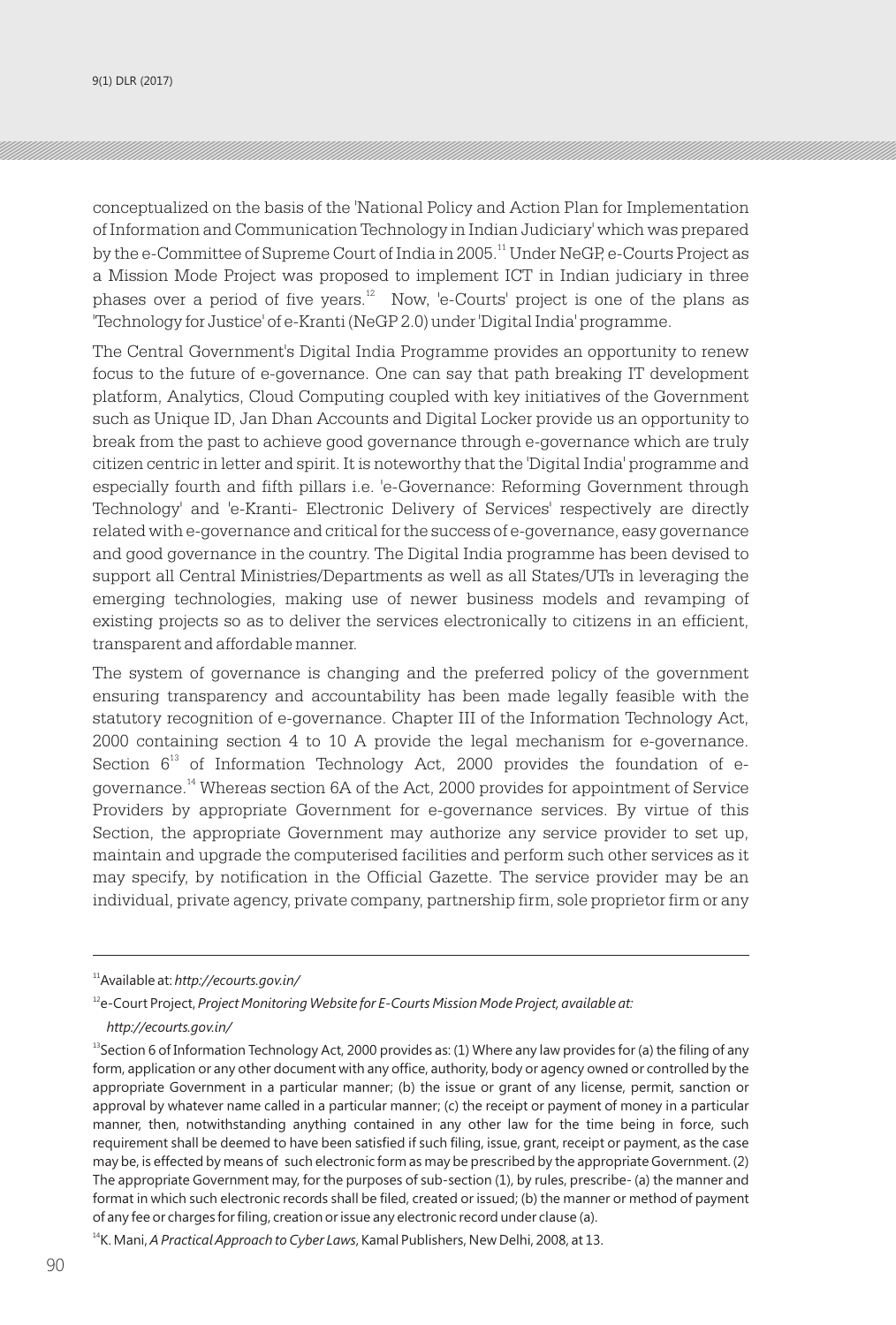conceptualized on the basis of the 'National Policy and Action Plan for Implementation of Information and Communication Technology in Indian Judiciary' which was prepared by the e-Committee of Supreme Court of India in 2005.[11] Under NeGP, e-Courts Project as a Mission Mode Project was proposed to implement ICT in Indian judiciary in three phases over a period of five years.[12] Now, 'e-Courts' project is one of the plans as 'Technology for Justice' of e-Kranti (NeGP 2.0) under 'Digital India' programme.

The Central Government's Digital India Programme provides an opportunity to renew focus to the future of e-governance. One can say that path breaking IT development platform, Analytics, Cloud Computing coupled with key initiatives of the Government such as Unique ID, Jan Dhan Accounts and Digital Locker provide us an opportunity to break from the past to achieve good governance through e-governance which are truly citizen centric in letter and spirit. It is noteworthy that the 'Digital India' programme and especially fourth and fifth pillars i.e. 'e-Governance: Reforming Government through Technology' and 'e-Kranti- Electronic Delivery of Services' respectively are directly related with e-governance and critical for the success of e-governance, easy governance and good governance in the country. The Digital India programme has been devised to support all Central Ministries/Departments as well as all States/UTs in leveraging the emerging technologies, making use of newer business models and revamping of existing projects so as to deliver the services electronically to citizens in an efficient, transparent and affordable manner.

The system of governance is changing and the preferred policy of the government ensuring transparency and accountability has been made legally feasible with the statutory recognition of e-governance. Chapter III of the Information Technology Act, 2000 containing section 4 to 10 A provide the legal mechanism for e-governance. Section 6[13] of Information Technology Act, 2000 provides the foundation of e-governance.[14] Whereas section 6A of the Act, 2000 provides for appointment of Service Providers by appropriate Government for e-governance services. By virtue of this Section, the appropriate Government may authorize any service provider to set up, maintain and upgrade the computerised facilities and perform such other services as it may specify, by notification in the Official Gazette. The service provider may be an individual, private agency, private company, partnership firm, sole proprietor firm or any

---

[11] Available at: *http://ecourts.gov.in/*

[12] e-Court Project, *Project Monitoring Website for E-Courts Mission Mode Project, available at: http://ecourts.gov.in/*

[13] Section 6 of Information Technology Act, 2000 provides as: (1) Where any law provides for (a) the filing of any form, application or any other document with any office, authority, body or agency owned or controlled by the appropriate Government in a particular manner; (b) the issue or grant of any license, permit, sanction or approval by whatever name called in a particular manner; (c) the receipt or payment of money in a particular manner, then, notwithstanding anything contained in any other law for the time being in force, such requirement shall be deemed to have been satisfied if such filing, issue, grant, receipt or payment, as the case may be, is effected by means of such electronic form as may be prescribed by the appropriate Government. (2) The appropriate Government may, for the purposes of sub-section (1), by rules, prescribe- (a) the manner and format in which such electronic records shall be filed, created or issued; (b) the manner or method of payment of any fee or charges for filing, creation or issue any electronic record under clause (a).

[14] K. Mani, *A Practical Approach to Cyber Laws*, Kamal Publishers, New Delhi, 2008, at 13.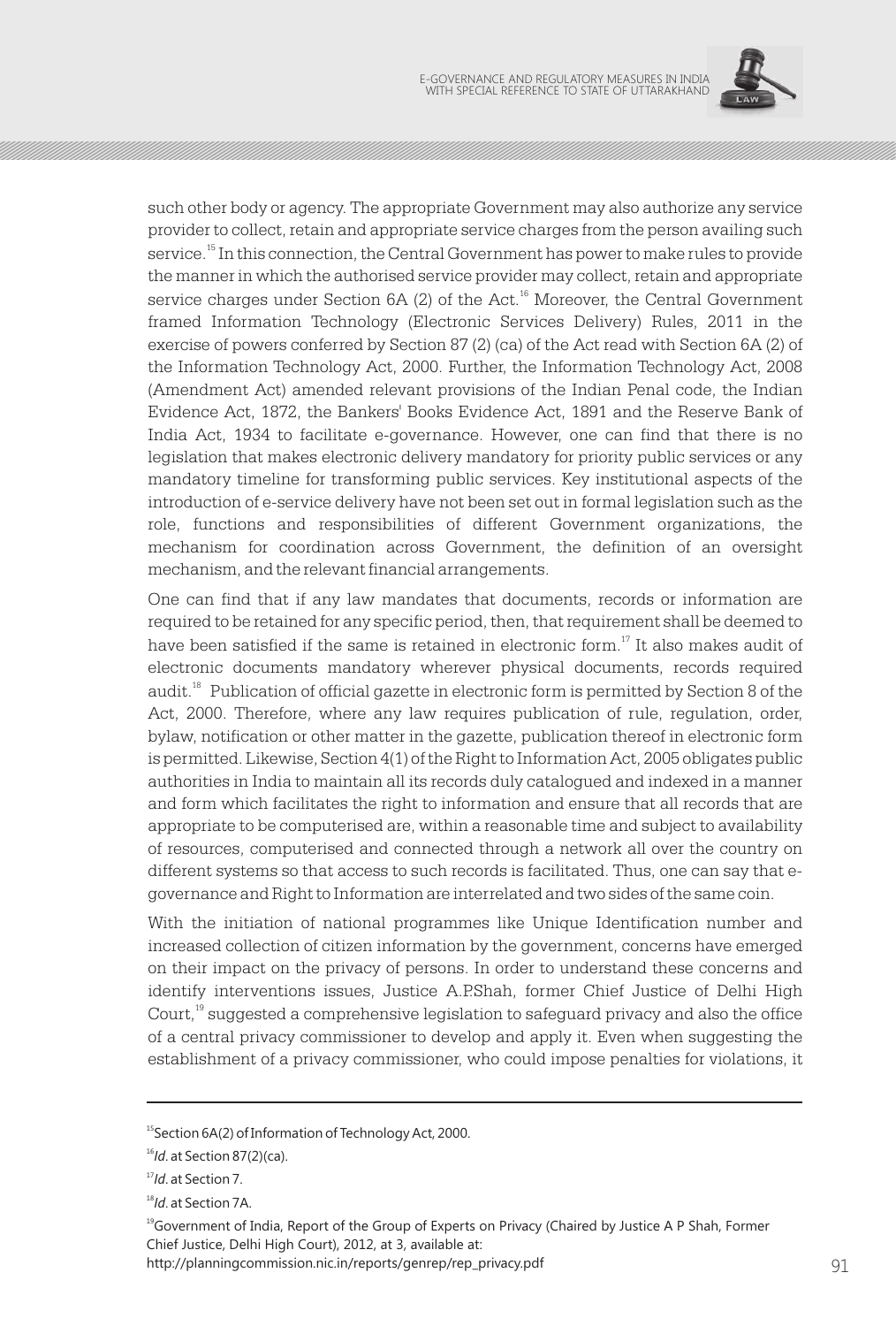such other body or agency. The appropriate Government may also authorize any service provider to collect, retain and appropriate service charges from the person availing such service.[15] In this connection, the Central Government has power to make rules to provide the manner in which the authorised service provider may collect, retain and appropriate service charges under Section 6A (2) of the Act.[16] Moreover, the Central Government framed Information Technology (Electronic Services Delivery) Rules, 2011 in the exercise of powers conferred by Section 87 (2) (ca) of the Act read with Section 6A (2) of the Information Technology Act, 2000. Further, the Information Technology Act, 2008 (Amendment Act) amended relevant provisions of the Indian Penal code, the Indian Evidence Act, 1872, the Bankers' Books Evidence Act, 1891 and the Reserve Bank of India Act, 1934 to facilitate e-governance. However, one can find that there is no legislation that makes electronic delivery mandatory for priority public services or any mandatory timeline for transforming public services. Key institutional aspects of the introduction of e-service delivery have not been set out in formal legislation such as the role, functions and responsibilities of different Government organizations, the mechanism for coordination across Government, the definition of an oversight mechanism, and the relevant financial arrangements.

One can find that if any law mandates that documents, records or information are required to be retained for any specific period, then, that requirement shall be deemed to have been satisfied if the same is retained in electronic form.[17] It also makes audit of electronic documents mandatory wherever physical documents, records required audit.[18] Publication of official gazette in electronic form is permitted by Section 8 of the Act, 2000. Therefore, where any law requires publication of rule, regulation, order, bylaw, notification or other matter in the gazette, publication thereof in electronic form is permitted. Likewise, Section 4(1) of the Right to Information Act, 2005 obligates public authorities in India to maintain all its records duly catalogued and indexed in a manner and form which facilitates the right to information and ensure that all records that are appropriate to be computerised are, within a reasonable time and subject to availability of resources, computerised and connected through a network all over the country on different systems so that access to such records is facilitated. Thus, one can say that e-governance and Right to Information are interrelated and two sides of the same coin.

With the initiation of national programmes like Unique Identification number and increased collection of citizen information by the government, concerns have emerged on their impact on the privacy of persons. In order to understand these concerns and identify interventions issues, Justice A.P.Shah, former Chief Justice of Delhi High Court,[19] suggested a comprehensive legislation to safeguard privacy and also the office of a central privacy commissioner to develop and apply it. Even when suggesting the establishment of a privacy commissioner, who could impose penalties for violations, it

---

[15] Section 6A(2) of Information of Technology Act, 2000.

[16] *Id*. at Section 87(2)(ca).

[17] *Id*. at Section 7.

[18] *Id*. at Section 7A.

[19] Government of India, Report of the Group of Experts on Privacy (Chaired by Justice A P Shah, Former Chief Justice, Delhi High Court), 2012, at 3, available at: http://planningcommission.nic.in/reports/genrep/rep_privacy.pdf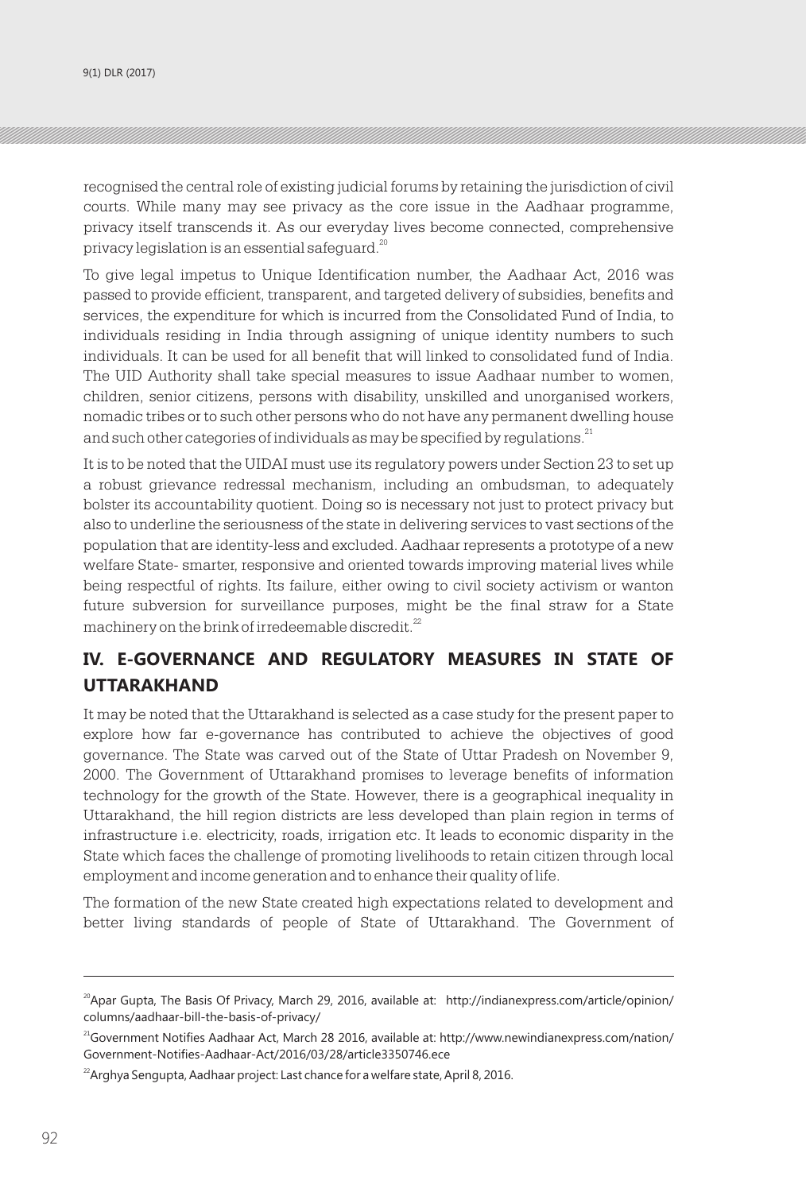recognised the central role of existing judicial forums by retaining the jurisdiction of civil courts. While many may see privacy as the core issue in the Aadhaar programme, privacy itself transcends it. As our everyday lives become connected, comprehensive privacy legislation is an essential safeguard.[20]

To give legal impetus to Unique Identification number, the Aadhaar Act, 2016 was passed to provide efficient, transparent, and targeted delivery of subsidies, benefits and services, the expenditure for which is incurred from the Consolidated Fund of India, to individuals residing in India through assigning of unique identity numbers to such individuals. It can be used for all benefit that will linked to consolidated fund of India. The UID Authority shall take special measures to issue Aadhaar number to women, children, senior citizens, persons with disability, unskilled and unorganised workers, nomadic tribes or to such other persons who do not have any permanent dwelling house and such other categories of individuals as may be specified by regulations.[21]

It is to be noted that the UIDAI must use its regulatory powers under Section 23 to set up a robust grievance redressal mechanism, including an ombudsman, to adequately bolster its accountability quotient. Doing so is necessary not just to protect privacy but also to underline the seriousness of the state in delivering services to vast sections of the population that are identity-less and excluded. Aadhaar represents a prototype of a new welfare State- smarter, responsive and oriented towards improving material lives while being respectful of rights. Its failure, either owing to civil society activism or wanton future subversion for surveillance purposes, might be the final straw for a State machinery on the brink of irredeemable discredit.[22]

## IV. E-GOVERNANCE AND REGULATORY MEASURES IN STATE OF UTTARAKHAND

It may be noted that the Uttarakhand is selected as a case study for the present paper to explore how far e-governance has contributed to achieve the objectives of good governance. The State was carved out of the State of Uttar Pradesh on November 9, 2000. The Government of Uttarakhand promises to leverage benefits of information technology for the growth of the State. However, there is a geographical inequality in Uttarakhand, the hill region districts are less developed than plain region in terms of infrastructure i.e. electricity, roads, irrigation etc. It leads to economic disparity in the State which faces the challenge of promoting livelihoods to retain citizen through local employment and income generation and to enhance their quality of life.

The formation of the new State created high expectations related to development and better living standards of people of State of Uttarakhand. The Government of

---

[20] Apar Gupta, The Basis Of Privacy, March 29, 2016, available at: http://indianexpress.com/article/opinion/columns/aadhaar-bill-the-basis-of-privacy/

[21] Government Notifies Aadhaar Act, March 28 2016, available at: http://www.newindianexpress.com/nation/Government-Notifies-Aadhaar-Act/2016/03/28/article3350746.ece

[22] Arghya Sengupta, Aadhaar project: Last chance for a welfare state, April 8, 2016.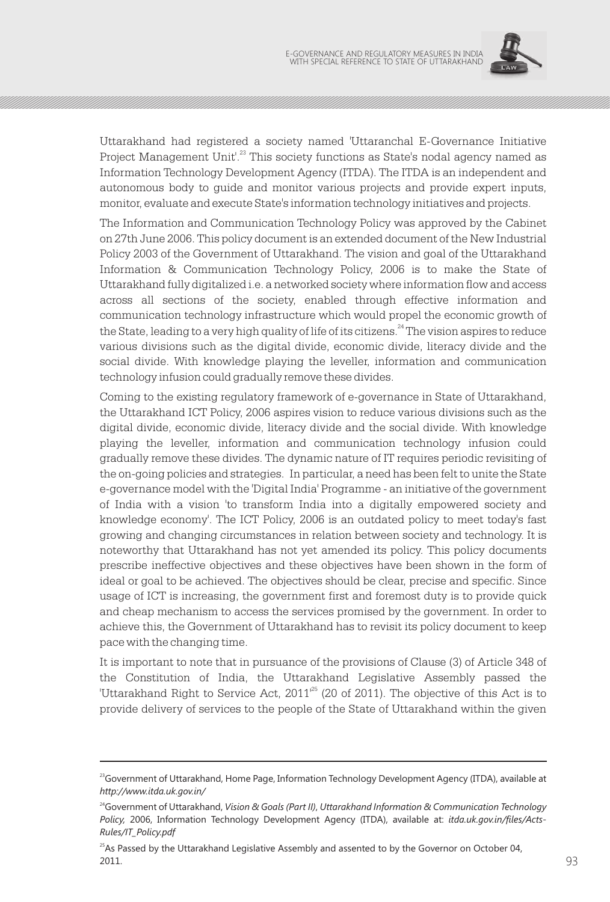Uttarakhand had registered a society named 'Uttaranchal E-Governance Initiative Project Management Unit'.[23] This society functions as State's nodal agency named as Information Technology Development Agency (ITDA). The ITDA is an independent and autonomous body to guide and monitor various projects and provide expert inputs, monitor, evaluate and execute State's information technology initiatives and projects.

The Information and Communication Technology Policy was approved by the Cabinet on 27th June 2006. This policy document is an extended document of the New Industrial Policy 2003 of the Government of Uttarakhand. The vision and goal of the Uttarakhand Information & Communication Technology Policy, 2006 is to make the State of Uttarakhand fully digitalized i.e. a networked society where information flow and access across all sections of the society, enabled through effective information and communication technology infrastructure which would propel the economic growth of the State, leading to a very high quality of life of its citizens.[24] The vision aspires to reduce various divisions such as the digital divide, economic divide, literacy divide and the social divide. With knowledge playing the leveller, information and communication technology infusion could gradually remove these divides.

Coming to the existing regulatory framework of e-governance in State of Uttarakhand, the Uttarakhand ICT Policy, 2006 aspires vision to reduce various divisions such as the digital divide, economic divide, literacy divide and the social divide. With knowledge playing the leveller, information and communication technology infusion could gradually remove these divides. The dynamic nature of IT requires periodic revisiting of the on-going policies and strategies. In particular, a need has been felt to unite the State e-governance model with the 'Digital India' Programme - an initiative of the government of India with a vision 'to transform India into a digitally empowered society and knowledge economy'. The ICT Policy, 2006 is an outdated policy to meet today's fast growing and changing circumstances in relation between society and technology. It is noteworthy that Uttarakhand has not yet amended its policy. This policy documents prescribe ineffective objectives and these objectives have been shown in the form of ideal or goal to be achieved. The objectives should be clear, precise and specific. Since usage of ICT is increasing, the government first and foremost duty is to provide quick and cheap mechanism to access the services promised by the government. In order to achieve this, the Government of Uttarakhand has to revisit its policy document to keep pace with the changing time.

It is important to note that in pursuance of the provisions of Clause (3) of Article 348 of the Constitution of India, the Uttarakhand Legislative Assembly passed the 'Uttarakhand Right to Service Act, 2011'[25] (20 of 2011). The objective of this Act is to provide delivery of services to the people of the State of Uttarakhand within the given

---

[23] Government of Uttarakhand, Home Page, Information Technology Development Agency (ITDA), available at *http://www.itda.uk.gov.in/*

[24] Government of Uttarakhand, *Vision & Goals (Part II)*, *Uttarakhand Information & Communication Technology Policy,* 2006, Information Technology Development Agency (ITDA), available at: *itda.uk.gov.in/files/Acts-Rules/IT_Policy.pdf*

[25] As Passed by the Uttarakhand Legislative Assembly and assented to by the Governor on October 04, 2011.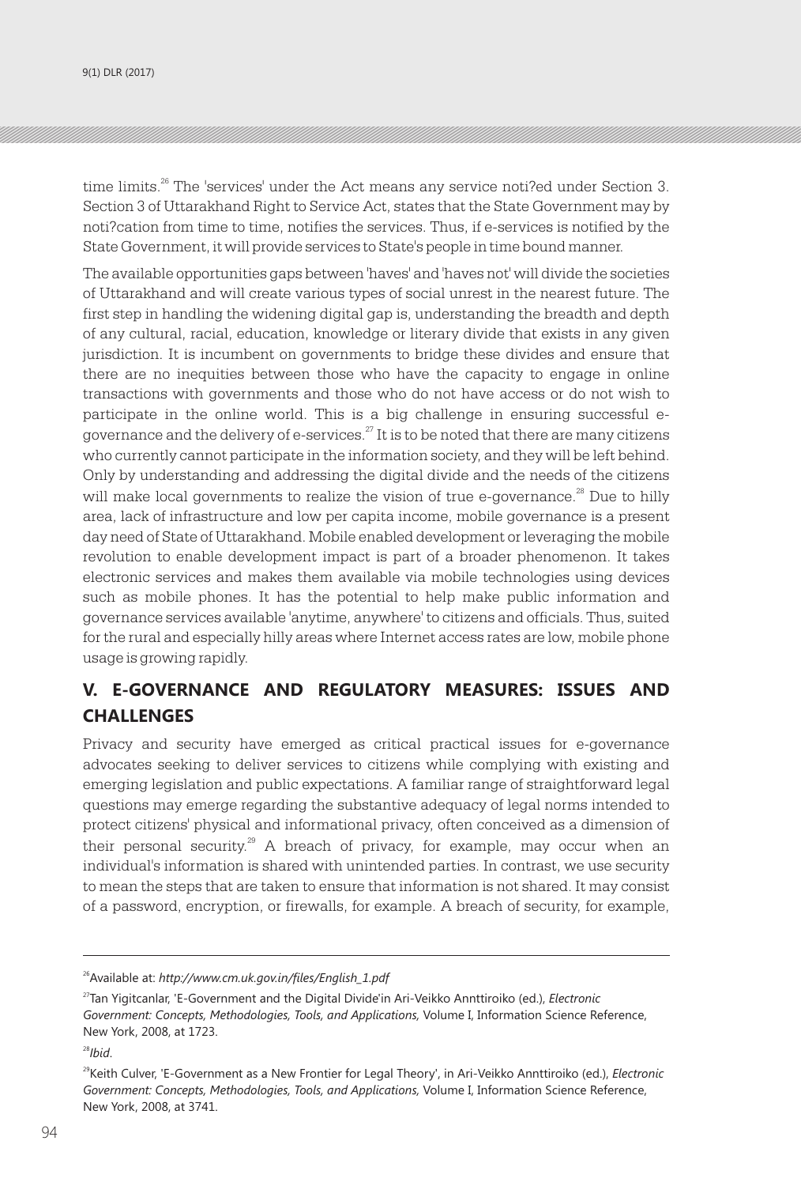time limits.[26] The 'services' under the Act means any service noti?ed under Section 3. Section 3 of Uttarakhand Right to Service Act, states that the State Government may by noti?cation from time to time, notifies the services. Thus, if e-services is notified by the State Government, it will provide services to State's people in time bound manner.

The available opportunities gaps between 'haves' and 'haves not' will divide the societies of Uttarakhand and will create various types of social unrest in the nearest future. The first step in handling the widening digital gap is, understanding the breadth and depth of any cultural, racial, education, knowledge or literary divide that exists in any given jurisdiction. It is incumbent on governments to bridge these divides and ensure that there are no inequities between those who have the capacity to engage in online transactions with governments and those who do not have access or do not wish to participate in the online world. This is a big challenge in ensuring successful e-governance and the delivery of e-services.[27] It is to be noted that there are many citizens who currently cannot participate in the information society, and they will be left behind. Only by understanding and addressing the digital divide and the needs of the citizens will make local governments to realize the vision of true e-governance.[28] Due to hilly area, lack of infrastructure and low per capita income, mobile governance is a present day need of State of Uttarakhand. Mobile enabled development or leveraging the mobile revolution to enable development impact is part of a broader phenomenon. It takes electronic services and makes them available via mobile technologies using devices such as mobile phones. It has the potential to help make public information and governance services available 'anytime, anywhere' to citizens and officials. Thus, suited for the rural and especially hilly areas where Internet access rates are low, mobile phone usage is growing rapidly.

## V. E-GOVERNANCE AND REGULATORY MEASURES: ISSUES AND CHALLENGES

Privacy and security have emerged as critical practical issues for e-governance advocates seeking to deliver services to citizens while complying with existing and emerging legislation and public expectations. A familiar range of straightforward legal questions may emerge regarding the substantive adequacy of legal norms intended to protect citizens' physical and informational privacy, often conceived as a dimension of their personal security.[29] A breach of privacy, for example, may occur when an individual's information is shared with unintended parties. In contrast, we use security to mean the steps that are taken to ensure that information is not shared. It may consist of a password, encryption, or firewalls, for example. A breach of security, for example,

---

[26] Available at: *http://www.cm.uk.gov.in/files/English_1.pdf*

[27] Tan Yigitcanlar, 'E-Government and the Digital Divide'in Ari-Veikko Annttiroiko (ed.), *Electronic Government: Concepts, Methodologies, Tools, and Applications,* Volume I, Information Science Reference, New York, 2008, at 1723.

[28] *Ibid*.

[29] Keith Culver, 'E-Government as a New Frontier for Legal Theory', in Ari-Veikko Annttiroiko (ed.), *Electronic Government: Concepts, Methodologies, Tools, and Applications,* Volume I, Information Science Reference, New York, 2008, at 3741.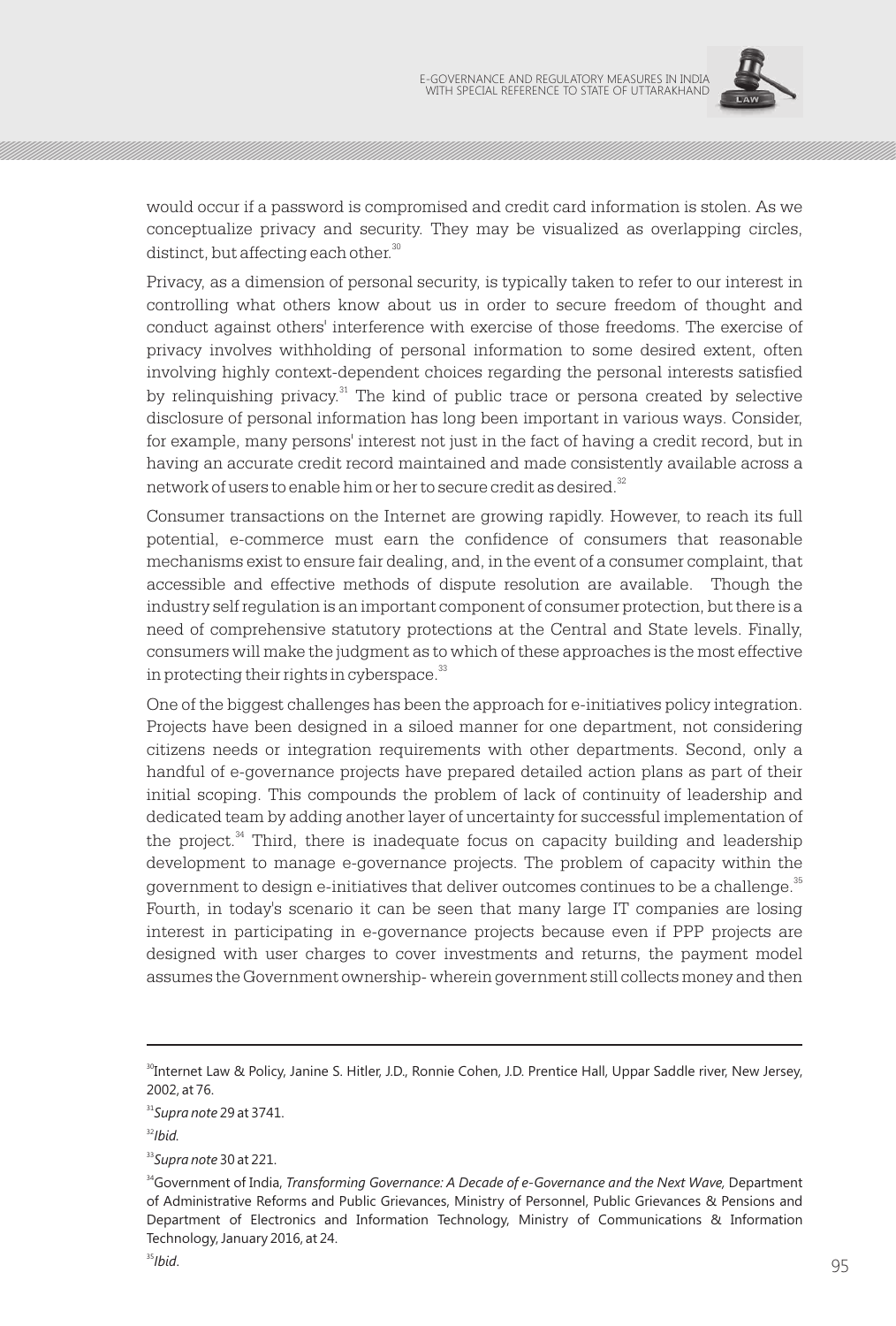would occur if a password is compromised and credit card information is stolen. As we conceptualize privacy and security. They may be visualized as overlapping circles, distinct, but affecting each other.[30]

Privacy, as a dimension of personal security, is typically taken to refer to our interest in controlling what others know about us in order to secure freedom of thought and conduct against others' interference with exercise of those freedoms. The exercise of privacy involves withholding of personal information to some desired extent, often involving highly context-dependent choices regarding the personal interests satisfied by relinquishing privacy.[31] The kind of public trace or persona created by selective disclosure of personal information has long been important in various ways. Consider, for example, many persons' interest not just in the fact of having a credit record, but in having an accurate credit record maintained and made consistently available across a network of users to enable him or her to secure credit as desired.[32]

Consumer transactions on the Internet are growing rapidly. However, to reach its full potential, e-commerce must earn the confidence of consumers that reasonable mechanisms exist to ensure fair dealing, and, in the event of a consumer complaint, that accessible and effective methods of dispute resolution are available. Though the industry self regulation is an important component of consumer protection, but there is a need of comprehensive statutory protections at the Central and State levels. Finally, consumers will make the judgment as to which of these approaches is the most effective in protecting their rights in cyberspace.[33]

One of the biggest challenges has been the approach for e-initiatives policy integration. Projects have been designed in a siloed manner for one department, not considering citizens needs or integration requirements with other departments. Second, only a handful of e-governance projects have prepared detailed action plans as part of their initial scoping. This compounds the problem of lack of continuity of leadership and dedicated team by adding another layer of uncertainty for successful implementation of the project.[34] Third, there is inadequate focus on capacity building and leadership development to manage e-governance projects. The problem of capacity within the government to design e-initiatives that deliver outcomes continues to be a challenge.[35] Fourth, in today's scenario it can be seen that many large IT companies are losing interest in participating in e-governance projects because even if PPP projects are designed with user charges to cover investments and returns, the payment model assumes the Government ownership- wherein government still collects money and then

---

[30] Internet Law & Policy, Janine S. Hitler, J.D., Ronnie Cohen, J.D. Prentice Hall, Uppar Saddle river, New Jersey, 2002, at 76.

[31] *Supra note* 29 at 3741.

[32] *Ibid.*

[33] *Supra note* 30 at 221.

[34] Government of India, *Transforming Governance: A Decade of e-Governance and the Next Wave,* Department of Administrative Reforms and Public Grievances, Ministry of Personnel, Public Grievances & Pensions and Department of Electronics and Information Technology, Ministry of Communications & Information Technology, January 2016, at 24.

[35] *Ibid.*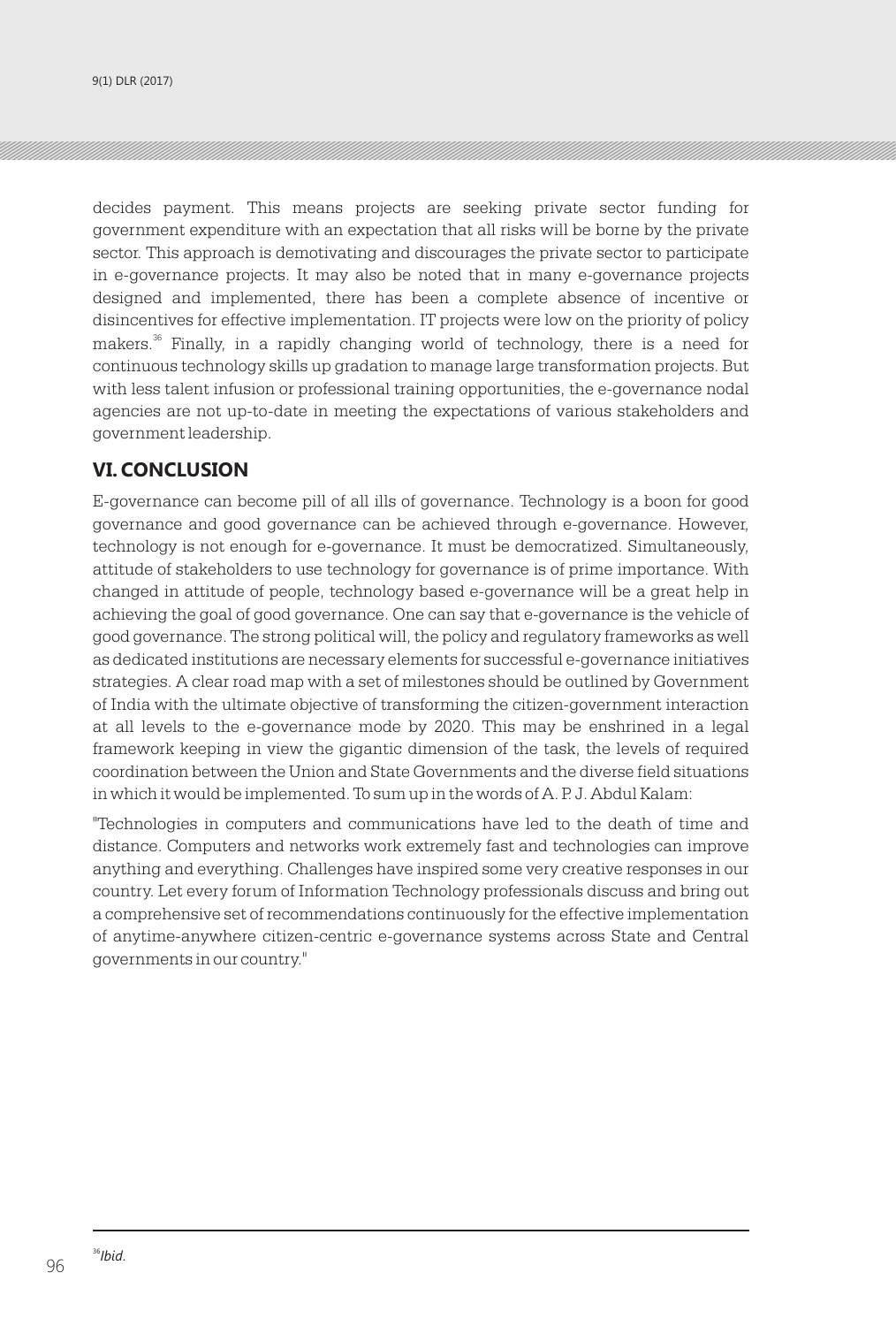decides payment. This means projects are seeking private sector funding for government expenditure with an expectation that all risks will be borne by the private sector. This approach is demotivating and discourages the private sector to participate in e-governance projects. It may also be noted that in many e-governance projects designed and implemented, there has been a complete absence of incentive or disincentives for effective implementation. IT projects were low on the priority of policy makers.[36] Finally, in a rapidly changing world of technology, there is a need for continuous technology skills up gradation to manage large transformation projects. But with less talent infusion or professional training opportunities, the e-governance nodal agencies are not up-to-date in meeting the expectations of various stakeholders and government leadership.

## VI. CONCLUSION

E-governance can become pill of all ills of governance. Technology is a boon for good governance and good governance can be achieved through e-governance. However, technology is not enough for e-governance. It must be democratized. Simultaneously, attitude of stakeholders to use technology for governance is of prime importance. With changed in attitude of people, technology based e-governance will be a great help in achieving the goal of good governance. One can say that e-governance is the vehicle of good governance. The strong political will, the policy and regulatory frameworks as well as dedicated institutions are necessary elements for successful e-governance initiatives strategies. A clear road map with a set of milestones should be outlined by Government of India with the ultimate objective of transforming the citizen-government interaction at all levels to the e-governance mode by 2020. This may be enshrined in a legal framework keeping in view the gigantic dimension of the task, the levels of required coordination between the Union and State Governments and the diverse field situations in which it would be implemented. To sum up in the words of A. P. J. Abdul Kalam:

"Technologies in computers and communications have led to the death of time and distance. Computers and networks work extremely fast and technologies can improve anything and everything. Challenges have inspired some very creative responses in our country. Let every forum of Information Technology professionals discuss and bring out a comprehensive set of recommendations continuously for the effective implementation of anytime-anywhere citizen-centric e-governance systems across State and Central governments in our country."

---

[36] *Ibid.*